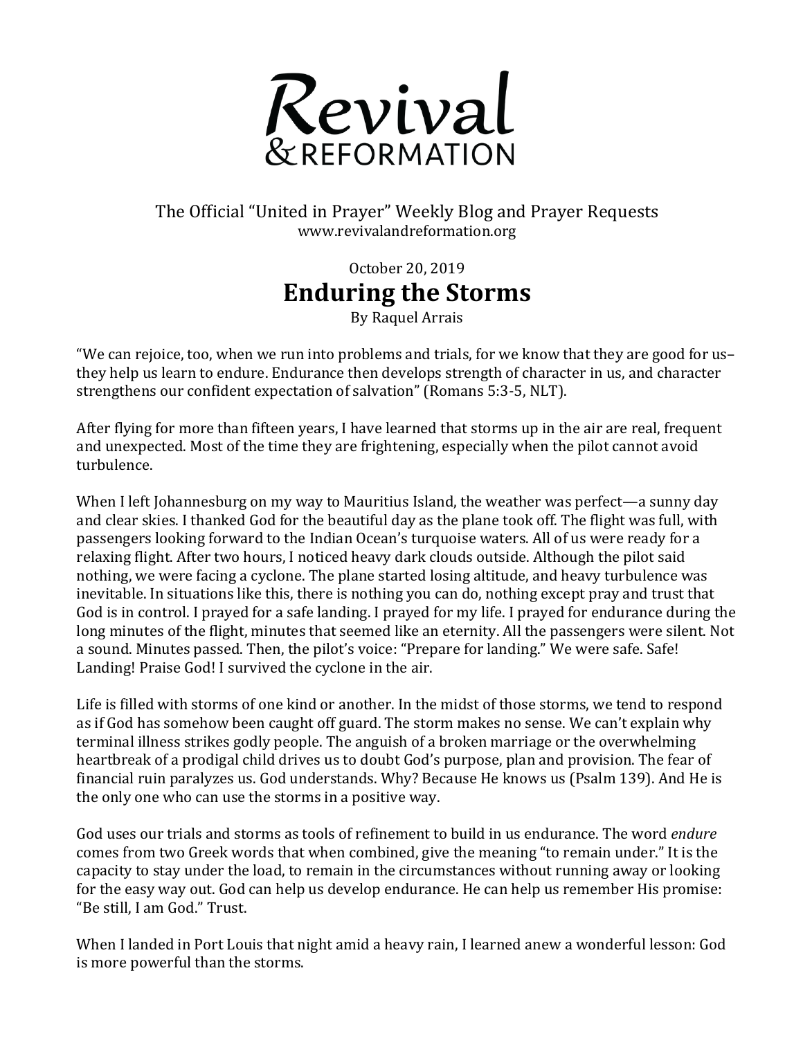# Revival & REFORMATION

The Official "United in Prayer" Weekly Blog and Prayer Requests
www.revivalandreformation.org

October 20, 2019

## Enduring the Storms

By Raquel Arrais

"We can rejoice, too, when we run into problems and trials, for we know that they are good for us–they help us learn to endure. Endurance then develops strength of character in us, and character strengthens our confident expectation of salvation" (Romans 5:3-5, NLT).

After flying for more than fifteen years, I have learned that storms up in the air are real, frequent and unexpected. Most of the time they are frightening, especially when the pilot cannot avoid turbulence.

When I left Johannesburg on my way to Mauritius Island, the weather was perfect—a sunny day and clear skies. I thanked God for the beautiful day as the plane took off. The flight was full, with passengers looking forward to the Indian Ocean's turquoise waters. All of us were ready for a relaxing flight. After two hours, I noticed heavy dark clouds outside. Although the pilot said nothing, we were facing a cyclone. The plane started losing altitude, and heavy turbulence was inevitable. In situations like this, there is nothing you can do, nothing except pray and trust that God is in control. I prayed for a safe landing. I prayed for my life. I prayed for endurance during the long minutes of the flight, minutes that seemed like an eternity. All the passengers were silent. Not a sound. Minutes passed. Then, the pilot's voice: "Prepare for landing." We were safe. Safe! Landing! Praise God! I survived the cyclone in the air.

Life is filled with storms of one kind or another. In the midst of those storms, we tend to respond as if God has somehow been caught off guard. The storm makes no sense. We can't explain why terminal illness strikes godly people. The anguish of a broken marriage or the overwhelming heartbreak of a prodigal child drives us to doubt God's purpose, plan and provision. The fear of financial ruin paralyzes us. God understands. Why? Because He knows us (Psalm 139). And He is the only one who can use the storms in a positive way.

God uses our trials and storms as tools of refinement to build in us endurance. The word *endure* comes from two Greek words that when combined, give the meaning "to remain under." It is the capacity to stay under the load, to remain in the circumstances without running away or looking for the easy way out. God can help us develop endurance. He can help us remember His promise: "Be still, I am God." Trust.

When I landed in Port Louis that night amid a heavy rain, I learned anew a wonderful lesson: God is more powerful than the storms.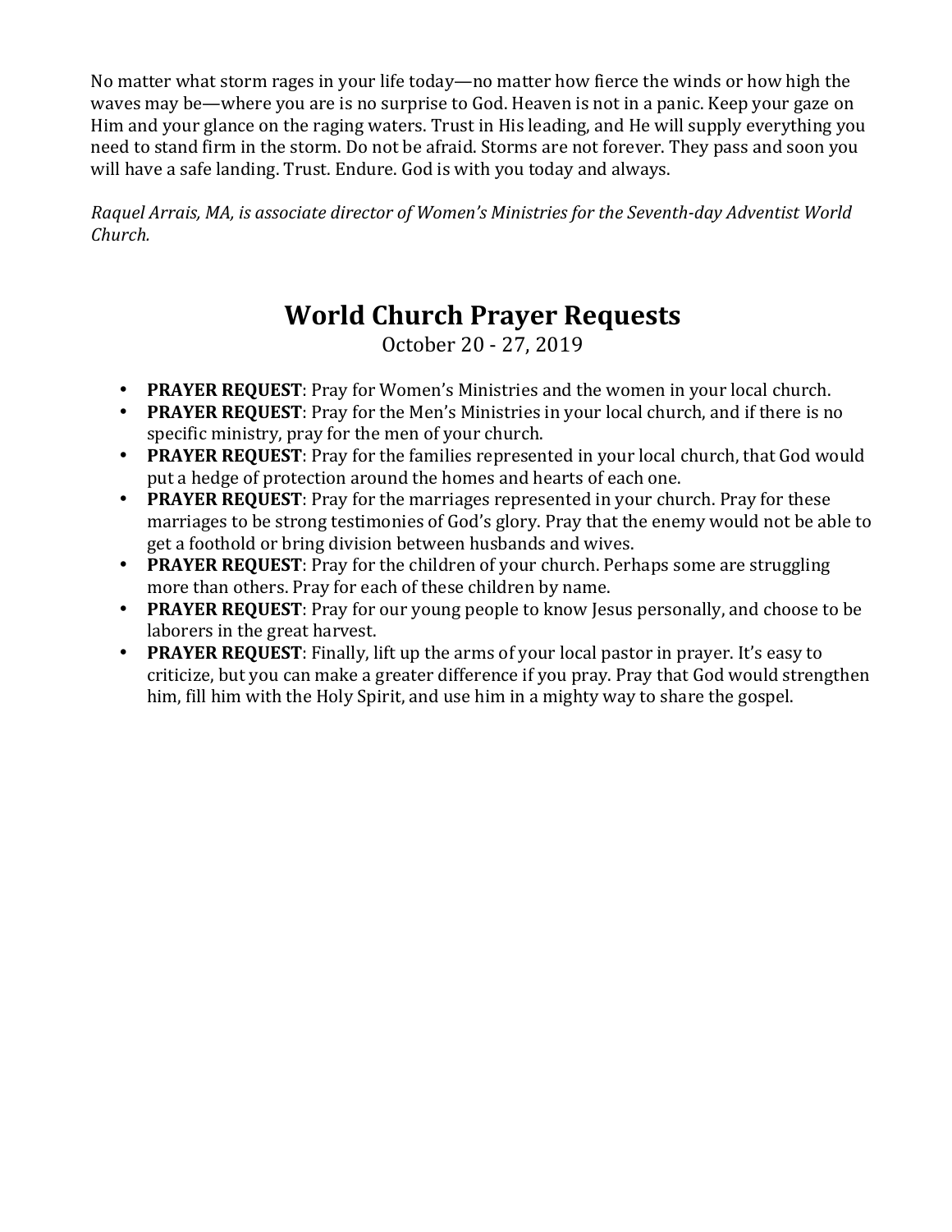No matter what storm rages in your life today—no matter how fierce the winds or how high the waves may be—where you are is no surprise to God. Heaven is not in a panic. Keep your gaze on Him and your glance on the raging waters. Trust in His leading, and He will supply everything you need to stand firm in the storm. Do not be afraid. Storms are not forever. They pass and soon you will have a safe landing. Trust. Endure. God is with you today and always.

*Raquel Arrais, MA, is associate director of Women's Ministries for the Seventh-day Adventist World Church.*

# World Church Prayer Requests

October 20 - 27, 2019

- **PRAYER REQUEST**: Pray for Women's Ministries and the women in your local church.
- **PRAYER REQUEST**: Pray for the Men's Ministries in your local church, and if there is no specific ministry, pray for the men of your church.
- **PRAYER REQUEST**: Pray for the families represented in your local church, that God would put a hedge of protection around the homes and hearts of each one.
- **PRAYER REQUEST**: Pray for the marriages represented in your church. Pray for these marriages to be strong testimonies of God's glory. Pray that the enemy would not be able to get a foothold or bring division between husbands and wives.
- **PRAYER REQUEST**: Pray for the children of your church. Perhaps some are struggling more than others. Pray for each of these children by name.
- **PRAYER REQUEST**: Pray for our young people to know Jesus personally, and choose to be laborers in the great harvest.
- **PRAYER REQUEST**: Finally, lift up the arms of your local pastor in prayer. It's easy to criticize, but you can make a greater difference if you pray. Pray that God would strengthen him, fill him with the Holy Spirit, and use him in a mighty way to share the gospel.